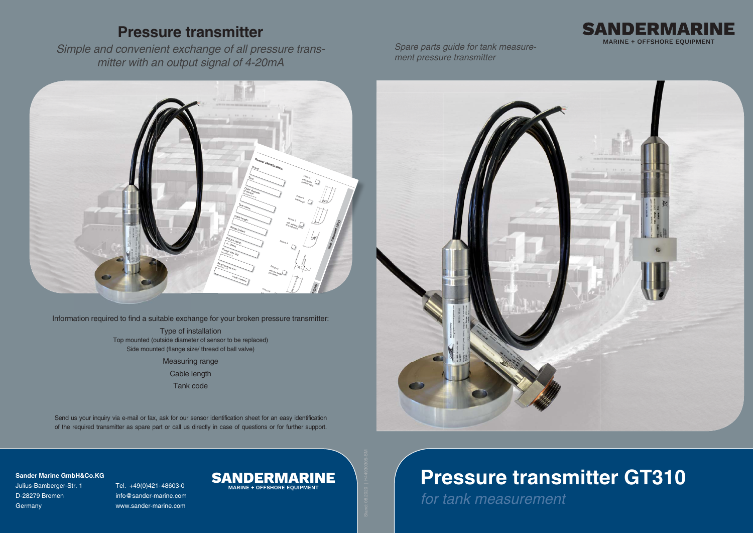# Pressure transmitter

*Simple and convenient exchange of all pressure transmitter with an output signal of 4-20mA*

Information required to find a suitable exchange for your broken pressure transmitter:

Type of installation
Top mounted (outside diameter of sensor to be replaced)
Side mounted (flange size/ thread of ball valve)

Measuring range

Cable length

Tank code

Send us your inquiry via e-mail or fax, ask for our sensor identification sheet for an easy identification of the required transmitter as spare part or call us directly in case of questions or for further support.

**Sander Marine GmbH&Co.KG**
Julius-Bamberger-Str. 1
D-28279 Bremen
Germany

Tel. +49(0)421-48603-0
info@sander-marine.com
www.sander-marine.com

SANDERMARINE
MARINE + OFFSHORE EQUIPMENT

*Spare parts guide for tank measurement pressure transmitter*

SANDERMARINE
MARINE + OFFSHORE EQUIPMENT

# Pressure transmitter GT310

*for tank measurement*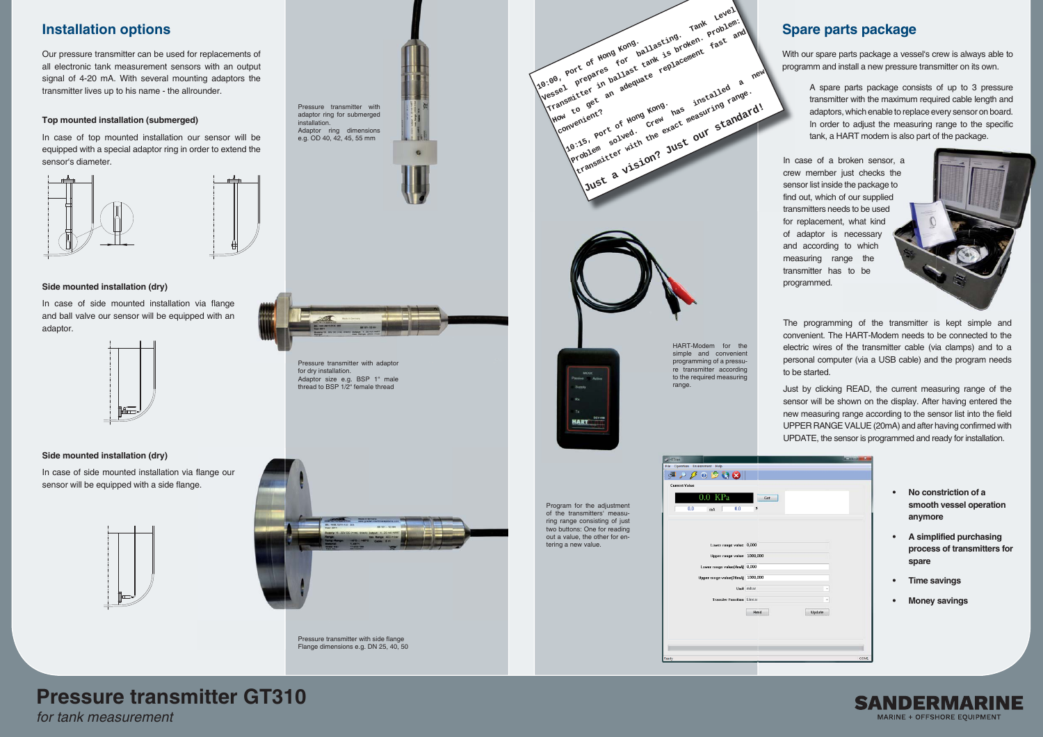## Installation options

Our pressure transmitter can be used for replacements of all electronic tank measurement sensors with an output signal of 4-20 mA. With several mounting adaptors the transmitter lives up to his name - the allrounder.

### Top mounted installation (submerged)

In case of top mounted installation our sensor will be equipped with a special adaptor ring in order to extend the sensor's diameter.

Pressure transmitter with adaptor ring for submerged installation.
Adaptor ring dimensions e.g. OD 40, 42, 45, 55 mm

### Side mounted installation (dry)

In case of side mounted installation via flange and ball valve our sensor will be equipped with an adaptor.

Pressure transmitter with adaptor for dry installation.
Adaptor size e.g. BSP 1" male thread to BSP 1/2" female thread

### Side mounted installation (dry)

In case of side mounted installation via flange our sensor will be equipped with a side flange.

Pressure transmitter with side flange
Flange dimensions e.g. DN 25, 40, 50

```
10:00, Port of Hong Kong.
Vessel prepares for ballasting. Tank Level
Transmitter in ballast tank is broken. Problem:
How to get an adequate replacement fast and
convenient?
10:15, Port of Hong Kong.
Problem solved. Crew has installed a new
transmitter with the exact measuring range.
Just a vision? Just our standard!
```

HART-Modem for the simple and convenient programming of a pressure transmitter according to the required measuring range.

Program for the adjustment of the transmitters' measuring range consisting of just two buttons: One for reading out a value, the other for entering a new value.

## Spare parts package

With our spare parts package a vessel's crew is always able to programm and install a new pressure transmitter on its own.

A spare parts package consists of up to 3 pressure transmitter with the maximum required cable length and adaptors, which enable to replace every sensor on board. In order to adjust the measuring range to the specific tank, a HART modem is also part of the package.

In case of a broken sensor, a crew member just checks the sensor list inside the package to find out, which of our supplied transmitters needs to be used for replacement, what kind of adaptor is necessary and according to which measuring range the transmitter has to be programmed.

The programming of the transmitter is kept simple and convenient. The HART-Modem needs to be connected to the electric wires of the transmitter cable (via clamps) and to a personal computer (via a USB cable) and the program needs to be started.

Just by clicking READ, the current measuring range of the sensor will be shown on the display. After having entered the new measuring range according to the sensor list into the field UPPER RANGE VALUE (20mA) and after having confirmed with UPDATE, the sensor is programmed and ready for installation.

- **No constriction of a smooth vessel operation anymore**
- **A simplified purchasing process of transmitters for spare**
- **Time savings**
- **Money savings**

# Pressure transmitter GT310

*for tank measurement*

SANDERMARINE
MARINE + OFFSHORE EQUIPMENT